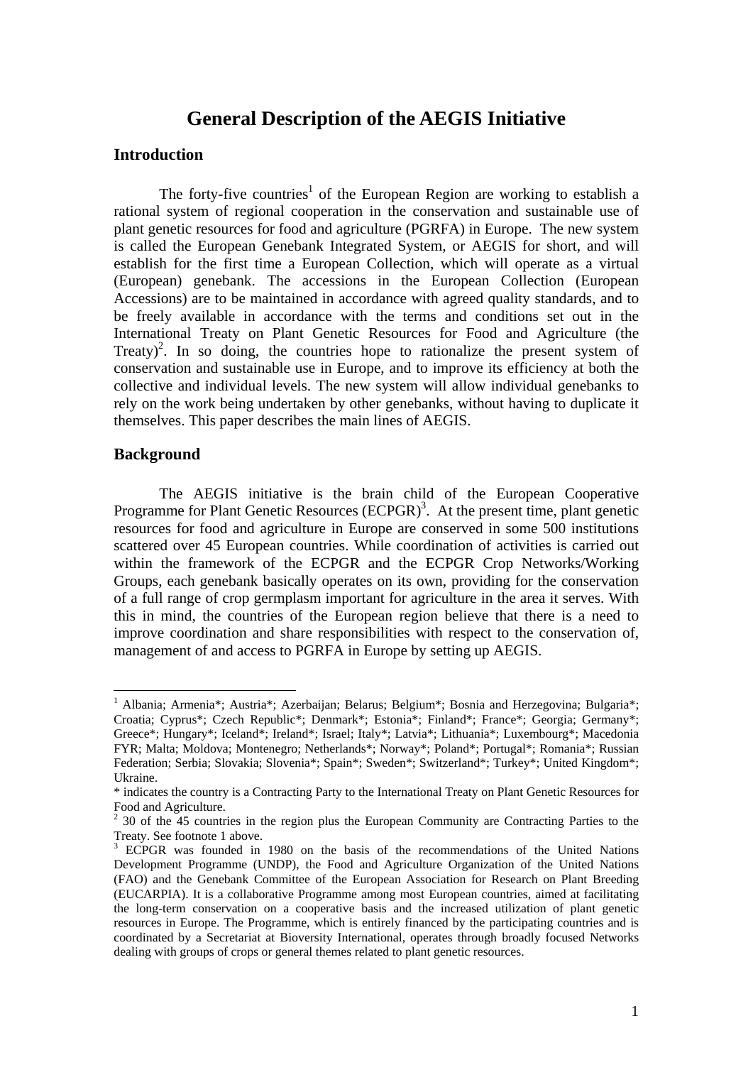# General Description of the AEGIS Initiative

## Introduction

The forty-five countries[1] of the European Region are working to establish a rational system of regional cooperation in the conservation and sustainable use of plant genetic resources for food and agriculture (PGRFA) in Europe. The new system is called the European Genebank Integrated System, or AEGIS for short, and will establish for the first time a European Collection, which will operate as a virtual (European) genebank. The accessions in the European Collection (European Accessions) are to be maintained in accordance with agreed quality standards, and to be freely available in accordance with the terms and conditions set out in the International Treaty on Plant Genetic Resources for Food and Agriculture (the Treaty)[2]. In so doing, the countries hope to rationalize the present system of conservation and sustainable use in Europe, and to improve its efficiency at both the collective and individual levels. The new system will allow individual genebanks to rely on the work being undertaken by other genebanks, without having to duplicate it themselves. This paper describes the main lines of AEGIS.

## Background

The AEGIS initiative is the brain child of the European Cooperative Programme for Plant Genetic Resources (ECPGR)[3]. At the present time, plant genetic resources for food and agriculture in Europe are conserved in some 500 institutions scattered over 45 European countries. While coordination of activities is carried out within the framework of the ECPGR and the ECPGR Crop Networks/Working Groups, each genebank basically operates on its own, providing for the conservation of a full range of crop germplasm important for agriculture in the area it serves. With this in mind, the countries of the European region believe that there is a need to improve coordination and share responsibilities with respect to the conservation of, management of and access to PGRFA in Europe by setting up AEGIS.

---

[1] Albania; Armenia*; Austria*; Azerbaijan; Belarus; Belgium*; Bosnia and Herzegovina; Bulgaria*; Croatia; Cyprus*; Czech Republic*; Denmark*; Estonia*; Finland*; France*; Georgia; Germany*; Greece*; Hungary*; Iceland*; Ireland*; Israel; Italy*; Latvia*; Lithuania*; Luxembourg*; Macedonia FYR; Malta; Moldova; Montenegro; Netherlands*; Norway*; Poland*; Portugal*; Romania*; Russian Federation; Serbia; Slovakia; Slovenia*; Spain*; Sweden*; Switzerland*; Turkey*; United Kingdom*; Ukraine.

* indicates the country is a Contracting Party to the International Treaty on Plant Genetic Resources for Food and Agriculture.

[2] 30 of the 45 countries in the region plus the European Community are Contracting Parties to the Treaty. See footnote 1 above.

[3] ECPGR was founded in 1980 on the basis of the recommendations of the United Nations Development Programme (UNDP), the Food and Agriculture Organization of the United Nations (FAO) and the Genebank Committee of the European Association for Research on Plant Breeding (EUCARPIA). It is a collaborative Programme among most European countries, aimed at facilitating the long-term conservation on a cooperative basis and the increased utilization of plant genetic resources in Europe. The Programme, which is entirely financed by the participating countries and is coordinated by a Secretariat at Bioversity International, operates through broadly focused Networks dealing with groups of crops or general themes related to plant genetic resources.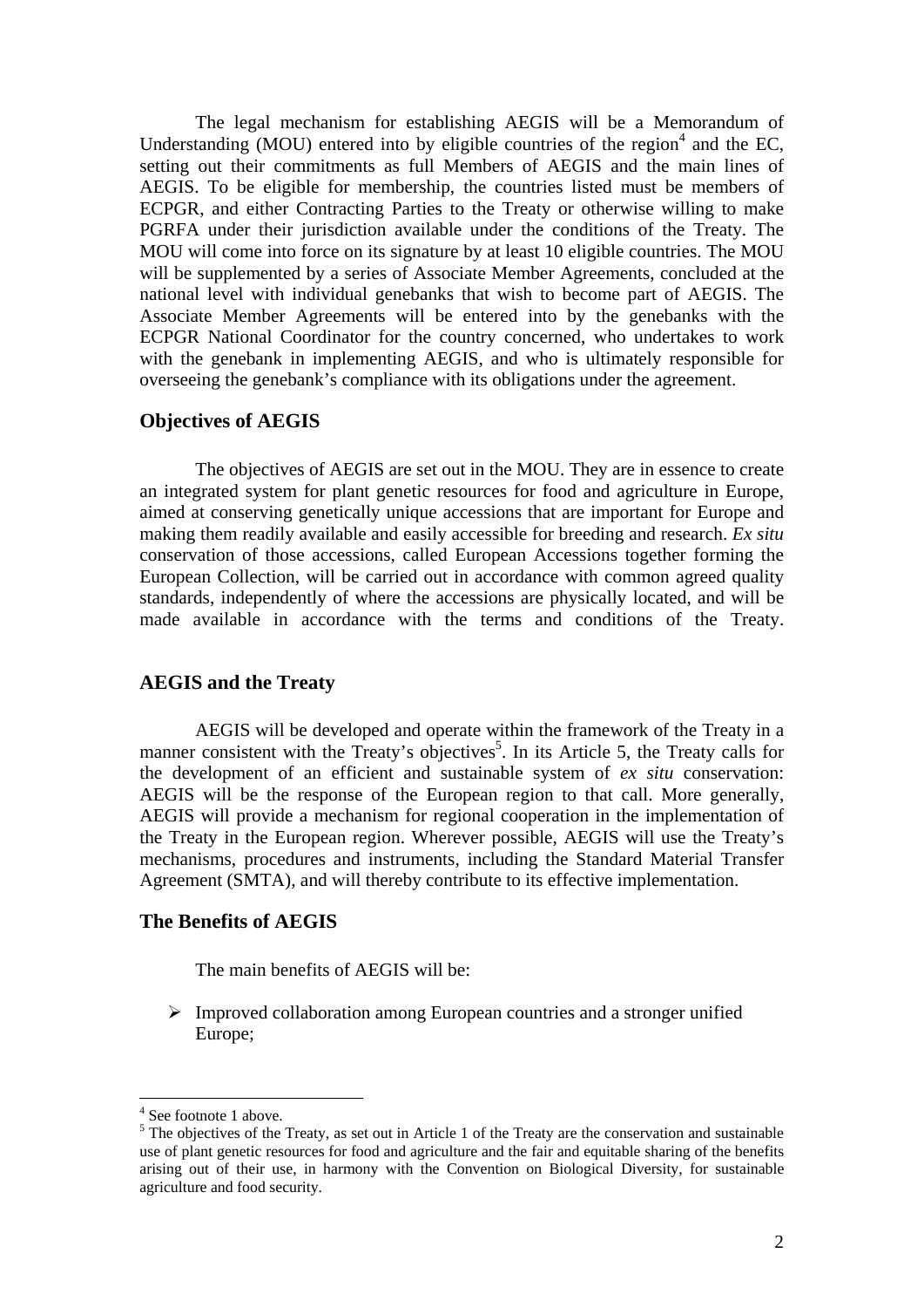The legal mechanism for establishing AEGIS will be a Memorandum of Understanding (MOU) entered into by eligible countries of the region[4] and the EC, setting out their commitments as full Members of AEGIS and the main lines of AEGIS. To be eligible for membership, the countries listed must be members of ECPGR, and either Contracting Parties to the Treaty or otherwise willing to make PGRFA under their jurisdiction available under the conditions of the Treaty. The MOU will come into force on its signature by at least 10 eligible countries. The MOU will be supplemented by a series of Associate Member Agreements, concluded at the national level with individual genebanks that wish to become part of AEGIS. The Associate Member Agreements will be entered into by the genebanks with the ECPGR National Coordinator for the country concerned, who undertakes to work with the genebank in implementing AEGIS, and who is ultimately responsible for overseeing the genebank's compliance with its obligations under the agreement.

## Objectives of AEGIS

The objectives of AEGIS are set out in the MOU. They are in essence to create an integrated system for plant genetic resources for food and agriculture in Europe, aimed at conserving genetically unique accessions that are important for Europe and making them readily available and easily accessible for breeding and research. *Ex situ* conservation of those accessions, called European Accessions together forming the European Collection, will be carried out in accordance with common agreed quality standards, independently of where the accessions are physically located, and will be made available in accordance with the terms and conditions of the Treaty.

## AEGIS and the Treaty

AEGIS will be developed and operate within the framework of the Treaty in a manner consistent with the Treaty's objectives[5]. In its Article 5, the Treaty calls for the development of an efficient and sustainable system of *ex situ* conservation: AEGIS will be the response of the European region to that call. More generally, AEGIS will provide a mechanism for regional cooperation in the implementation of the Treaty in the European region. Wherever possible, AEGIS will use the Treaty's mechanisms, procedures and instruments, including the Standard Material Transfer Agreement (SMTA), and will thereby contribute to its effective implementation.

## The Benefits of AEGIS

The main benefits of AEGIS will be:

- Improved collaboration among European countries and a stronger unified Europe;

---

[4] See footnote 1 above.

[5] The objectives of the Treaty, as set out in Article 1 of the Treaty are the conservation and sustainable use of plant genetic resources for food and agriculture and the fair and equitable sharing of the benefits arising out of their use, in harmony with the Convention on Biological Diversity, for sustainable agriculture and food security.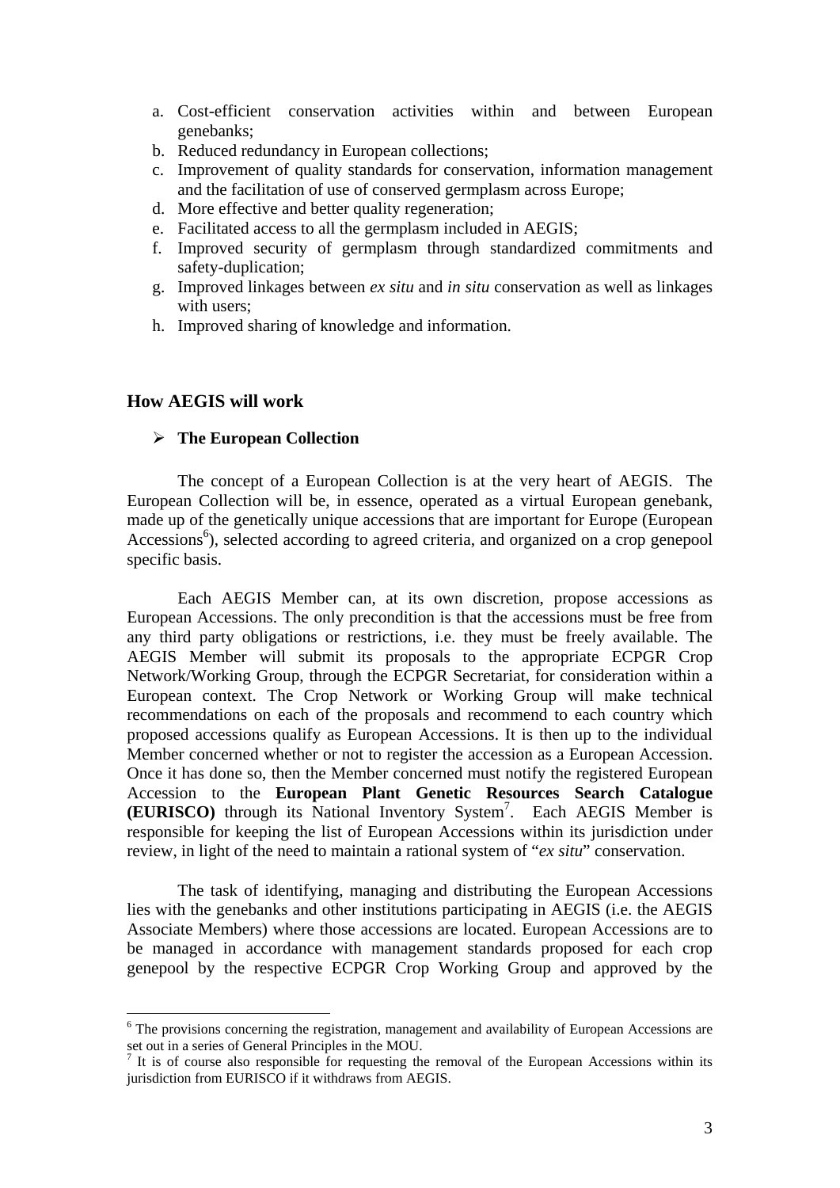a. Cost-efficient conservation activities within and between European genebanks;
b. Reduced redundancy in European collections;
c. Improvement of quality standards for conservation, information management and the facilitation of use of conserved germplasm across Europe;
d. More effective and better quality regeneration;
e. Facilitated access to all the germplasm included in AEGIS;
f. Improved security of germplasm through standardized commitments and safety-duplication;
g. Improved linkages between *ex situ* and *in situ* conservation as well as linkages with users;
h. Improved sharing of knowledge and information.

## How AEGIS will work

- **The European Collection**

The concept of a European Collection is at the very heart of AEGIS. The European Collection will be, in essence, operated as a virtual European genebank, made up of the genetically unique accessions that are important for Europe (European Accessions[6]), selected according to agreed criteria, and organized on a crop genepool specific basis.

Each AEGIS Member can, at its own discretion, propose accessions as European Accessions. The only precondition is that the accessions must be free from any third party obligations or restrictions, i.e. they must be freely available. The AEGIS Member will submit its proposals to the appropriate ECPGR Crop Network/Working Group, through the ECPGR Secretariat, for consideration within a European context. The Crop Network or Working Group will make technical recommendations on each of the proposals and recommend to each country which proposed accessions qualify as European Accessions. It is then up to the individual Member concerned whether or not to register the accession as a European Accession. Once it has done so, then the Member concerned must notify the registered European Accession to the **European Plant Genetic Resources Search Catalogue (EURISCO)** through its National Inventory System[7]. Each AEGIS Member is responsible for keeping the list of European Accessions within its jurisdiction under review, in light of the need to maintain a rational system of "*ex situ*" conservation.

The task of identifying, managing and distributing the European Accessions lies with the genebanks and other institutions participating in AEGIS (i.e. the AEGIS Associate Members) where those accessions are located. European Accessions are to be managed in accordance with management standards proposed for each crop genepool by the respective ECPGR Crop Working Group and approved by the

[6] The provisions concerning the registration, management and availability of European Accessions are set out in a series of General Principles in the MOU.

[7] It is of course also responsible for requesting the removal of the European Accessions within its jurisdiction from EURISCO if it withdraws from AEGIS.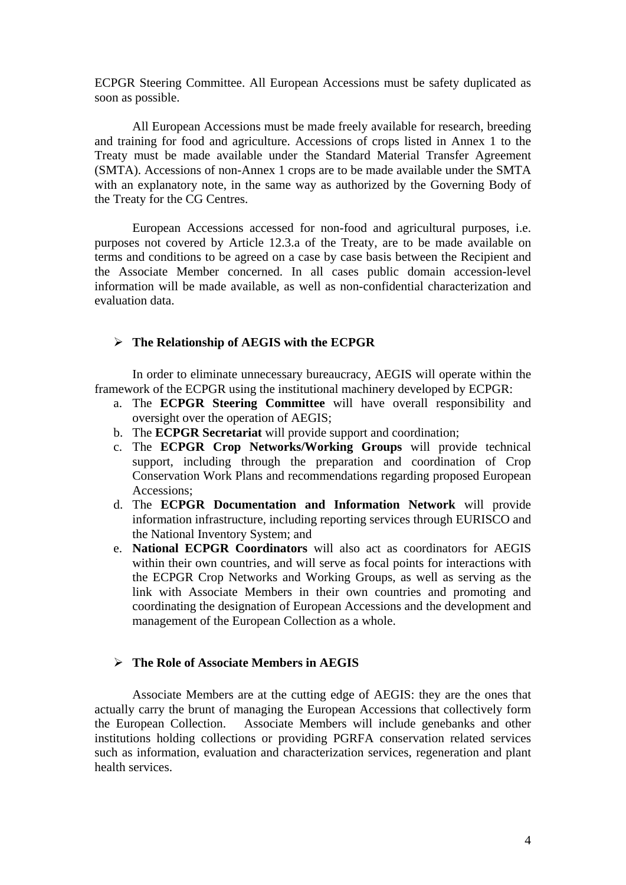ECPGR Steering Committee. All European Accessions must be safety duplicated as soon as possible.

All European Accessions must be made freely available for research, breeding and training for food and agriculture. Accessions of crops listed in Annex 1 to the Treaty must be made available under the Standard Material Transfer Agreement (SMTA). Accessions of non-Annex 1 crops are to be made available under the SMTA with an explanatory note, in the same way as authorized by the Governing Body of the Treaty for the CG Centres.

European Accessions accessed for non-food and agricultural purposes, i.e. purposes not covered by Article 12.3.a of the Treaty, are to be made available on terms and conditions to be agreed on a case by case basis between the Recipient and the Associate Member concerned. In all cases public domain accession-level information will be made available, as well as non-confidential characterization and evaluation data.

- **The Relationship of AEGIS with the ECPGR**

In order to eliminate unnecessary bureaucracy, AEGIS will operate within the framework of the ECPGR using the institutional machinery developed by ECPGR:

a. The **ECPGR Steering Committee** will have overall responsibility and oversight over the operation of AEGIS;
b. The **ECPGR Secretariat** will provide support and coordination;
c. The **ECPGR Crop Networks/Working Groups** will provide technical support, including through the preparation and coordination of Crop Conservation Work Plans and recommendations regarding proposed European Accessions;
d. The **ECPGR Documentation and Information Network** will provide information infrastructure, including reporting services through EURISCO and the National Inventory System; and
e. **National ECPGR Coordinators** will also act as coordinators for AEGIS within their own countries, and will serve as focal points for interactions with the ECPGR Crop Networks and Working Groups, as well as serving as the link with Associate Members in their own countries and promoting and coordinating the designation of European Accessions and the development and management of the European Collection as a whole.

- **The Role of Associate Members in AEGIS**

Associate Members are at the cutting edge of AEGIS: they are the ones that actually carry the brunt of managing the European Accessions that collectively form the European Collection. Associate Members will include genebanks and other institutions holding collections or providing PGRFA conservation related services such as information, evaluation and characterization services, regeneration and plant health services.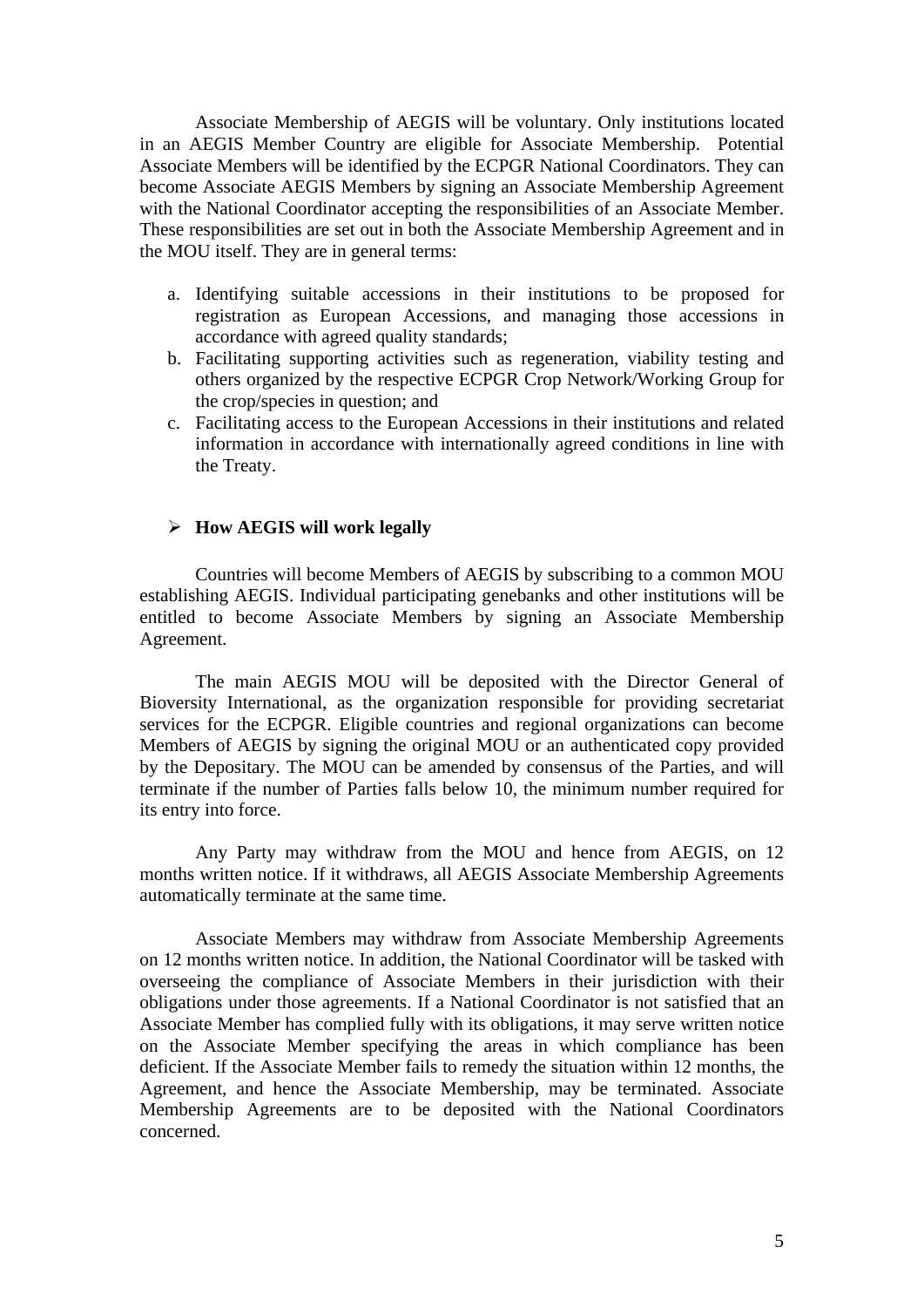Associate Membership of AEGIS will be voluntary. Only institutions located in an AEGIS Member Country are eligible for Associate Membership. Potential Associate Members will be identified by the ECPGR National Coordinators. They can become Associate AEGIS Members by signing an Associate Membership Agreement with the National Coordinator accepting the responsibilities of an Associate Member. These responsibilities are set out in both the Associate Membership Agreement and in the MOU itself. They are in general terms:

a. Identifying suitable accessions in their institutions to be proposed for registration as European Accessions, and managing those accessions in accordance with agreed quality standards;
b. Facilitating supporting activities such as regeneration, viability testing and others organized by the respective ECPGR Crop Network/Working Group for the crop/species in question; and
c. Facilitating access to the European Accessions in their institutions and related information in accordance with internationally agreed conditions in line with the Treaty.

- **How AEGIS will work legally**

Countries will become Members of AEGIS by subscribing to a common MOU establishing AEGIS. Individual participating genebanks and other institutions will be entitled to become Associate Members by signing an Associate Membership Agreement.

The main AEGIS MOU will be deposited with the Director General of Bioversity International, as the organization responsible for providing secretariat services for the ECPGR. Eligible countries and regional organizations can become Members of AEGIS by signing the original MOU or an authenticated copy provided by the Depositary. The MOU can be amended by consensus of the Parties, and will terminate if the number of Parties falls below 10, the minimum number required for its entry into force.

Any Party may withdraw from the MOU and hence from AEGIS, on 12 months written notice. If it withdraws, all AEGIS Associate Membership Agreements automatically terminate at the same time.

Associate Members may withdraw from Associate Membership Agreements on 12 months written notice. In addition, the National Coordinator will be tasked with overseeing the compliance of Associate Members in their jurisdiction with their obligations under those agreements. If a National Coordinator is not satisfied that an Associate Member has complied fully with its obligations, it may serve written notice on the Associate Member specifying the areas in which compliance has been deficient. If the Associate Member fails to remedy the situation within 12 months, the Agreement, and hence the Associate Membership, may be terminated. Associate Membership Agreements are to be deposited with the National Coordinators concerned.